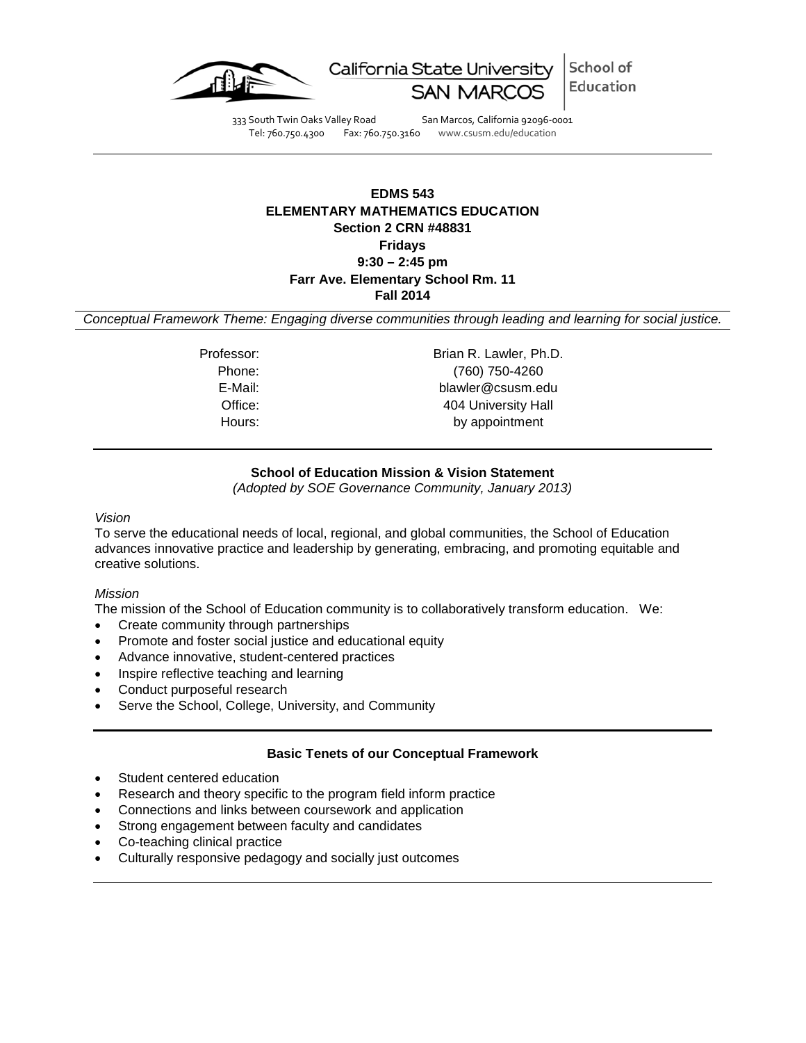California State University SAN MARCOS | School of Education

333 South Twin Oaks Valley Road San Marcos, California 92096-0001
Tel: 760.750.4300 Fax: 760.750.3160 www.csusm.edu/education

---

**EDMS 543**
**ELEMENTARY MATHEMATICS EDUCATION**
**Section 2 CRN #48831**
**Fridays**
**9:30 – 2:45 pm**
**Farr Ave. Elementary School Rm. 11**
**Fall 2014**

*Conceptual Framework Theme: Engaging diverse communities through leading and learning for social justice.*

| | |
|---|---|
| Professor: | Brian R. Lawler, Ph.D. |
| Phone: | (760) 750-4260 |
| E-Mail: | blawler@csusm.edu |
| Office: | 404 University Hall |
| Hours: | by appointment |

---

### School of Education Mission & Vision Statement

*(Adopted by SOE Governance Community, January 2013)*

*Vision*

To serve the educational needs of local, regional, and global communities, the School of Education advances innovative practice and leadership by generating, embracing, and promoting equitable and creative solutions.

*Mission*

The mission of the School of Education community is to collaboratively transform education. We:

- Create community through partnerships
- Promote and foster social justice and educational equity
- Advance innovative, student-centered practices
- Inspire reflective teaching and learning
- Conduct purposeful research
- Serve the School, College, University, and Community

---

### Basic Tenets of our Conceptual Framework

- Student centered education
- Research and theory specific to the program field inform practice
- Connections and links between coursework and application
- Strong engagement between faculty and candidates
- Co-teaching clinical practice
- Culturally responsive pedagogy and socially just outcomes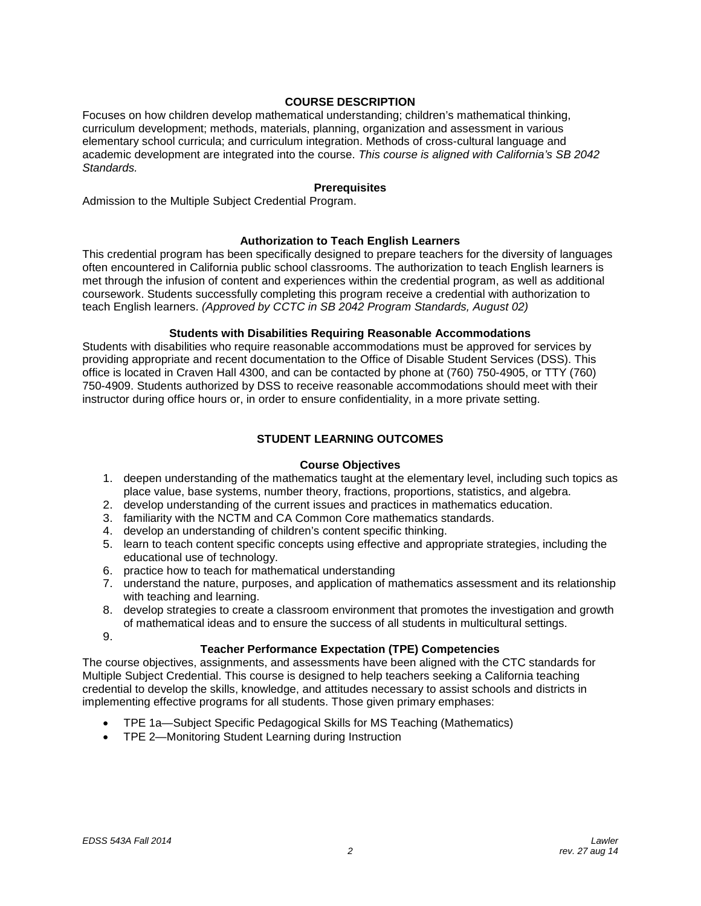## COURSE DESCRIPTION

Focuses on how children develop mathematical understanding; children's mathematical thinking, curriculum development; methods, materials, planning, organization and assessment in various elementary school curricula; and curriculum integration. Methods of cross-cultural language and academic development are integrated into the course. *This course is aligned with California's SB 2042 Standards.*

### Prerequisites

Admission to the Multiple Subject Credential Program.

### Authorization to Teach English Learners

This credential program has been specifically designed to prepare teachers for the diversity of languages often encountered in California public school classrooms. The authorization to teach English learners is met through the infusion of content and experiences within the credential program, as well as additional coursework. Students successfully completing this program receive a credential with authorization to teach English learners. *(Approved by CCTC in SB 2042 Program Standards, August 02)*

### Students with Disabilities Requiring Reasonable Accommodations

Students with disabilities who require reasonable accommodations must be approved for services by providing appropriate and recent documentation to the Office of Disable Student Services (DSS). This office is located in Craven Hall 4300, and can be contacted by phone at (760) 750-4905, or TTY (760) 750-4909. Students authorized by DSS to receive reasonable accommodations should meet with their instructor during office hours or, in order to ensure confidentiality, in a more private setting.

## STUDENT LEARNING OUTCOMES

### Course Objectives

1. deepen understanding of the mathematics taught at the elementary level, including such topics as place value, base systems, number theory, fractions, proportions, statistics, and algebra.
2. develop understanding of the current issues and practices in mathematics education.
3. familiarity with the NCTM and CA Common Core mathematics standards.
4. develop an understanding of children's content specific thinking.
5. learn to teach content specific concepts using effective and appropriate strategies, including the educational use of technology.
6. practice how to teach for mathematical understanding
7. understand the nature, purposes, and application of mathematics assessment and its relationship with teaching and learning.
8. develop strategies to create a classroom environment that promotes the investigation and growth of mathematical ideas and to ensure the success of all students in multicultural settings.
9. 

### Teacher Performance Expectation (TPE) Competencies

The course objectives, assignments, and assessments have been aligned with the CTC standards for Multiple Subject Credential. This course is designed to help teachers seeking a California teaching credential to develop the skills, knowledge, and attitudes necessary to assist schools and districts in implementing effective programs for all students. Those given primary emphases:

- TPE 1a—Subject Specific Pedagogical Skills for MS Teaching (Mathematics)
- TPE 2—Monitoring Student Learning during Instruction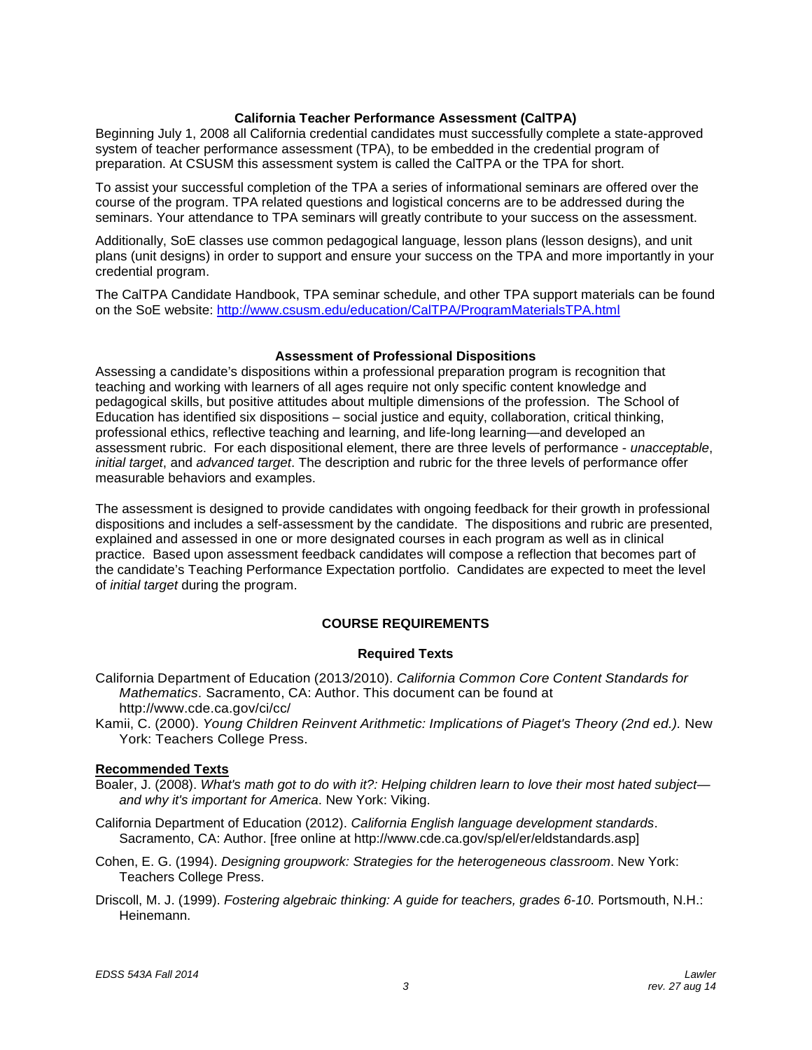### California Teacher Performance Assessment (CalTPA)

Beginning July 1, 2008 all California credential candidates must successfully complete a state-approved system of teacher performance assessment (TPA), to be embedded in the credential program of preparation. At CSUSM this assessment system is called the CalTPA or the TPA for short.

To assist your successful completion of the TPA a series of informational seminars are offered over the course of the program. TPA related questions and logistical concerns are to be addressed during the seminars. Your attendance to TPA seminars will greatly contribute to your success on the assessment.

Additionally, SoE classes use common pedagogical language, lesson plans (lesson designs), and unit plans (unit designs) in order to support and ensure your success on the TPA and more importantly in your credential program.

The CalTPA Candidate Handbook, TPA seminar schedule, and other TPA support materials can be found on the SoE website: http://www.csusm.edu/education/CalTPA/ProgramMaterialsTPA.html

### Assessment of Professional Dispositions

Assessing a candidate's dispositions within a professional preparation program is recognition that teaching and working with learners of all ages require not only specific content knowledge and pedagogical skills, but positive attitudes about multiple dimensions of the profession. The School of Education has identified six dispositions – social justice and equity, collaboration, critical thinking, professional ethics, reflective teaching and learning, and life-long learning—and developed an assessment rubric. For each dispositional element, there are three levels of performance - *unacceptable*, *initial target*, and *advanced target*. The description and rubric for the three levels of performance offer measurable behaviors and examples.

The assessment is designed to provide candidates with ongoing feedback for their growth in professional dispositions and includes a self-assessment by the candidate. The dispositions and rubric are presented, explained and assessed in one or more designated courses in each program as well as in clinical practice. Based upon assessment feedback candidates will compose a reflection that becomes part of the candidate's Teaching Performance Expectation portfolio. Candidates are expected to meet the level of *initial target* during the program.

## COURSE REQUIREMENTS

### Required Texts

California Department of Education (2013/2010). *California Common Core Content Standards for Mathematics*. Sacramento, CA: Author. This document can be found at http://www.cde.ca.gov/ci/cc/

Kamii, C. (2000). *Young Children Reinvent Arithmetic: Implications of Piaget's Theory (2nd ed.).* New York: Teachers College Press.

**Recommended Texts**

Boaler, J. (2008). *What's math got to do with it?: Helping children learn to love their most hated subject—and why it's important for America*. New York: Viking.

California Department of Education (2012). *California English language development standards*. Sacramento, CA: Author. [free online at http://www.cde.ca.gov/sp/el/er/eldstandards.asp]

Cohen, E. G. (1994). *Designing groupwork: Strategies for the heterogeneous classroom*. New York: Teachers College Press.

Driscoll, M. J. (1999). *Fostering algebraic thinking: A guide for teachers, grades 6-10*. Portsmouth, N.H.: Heinemann.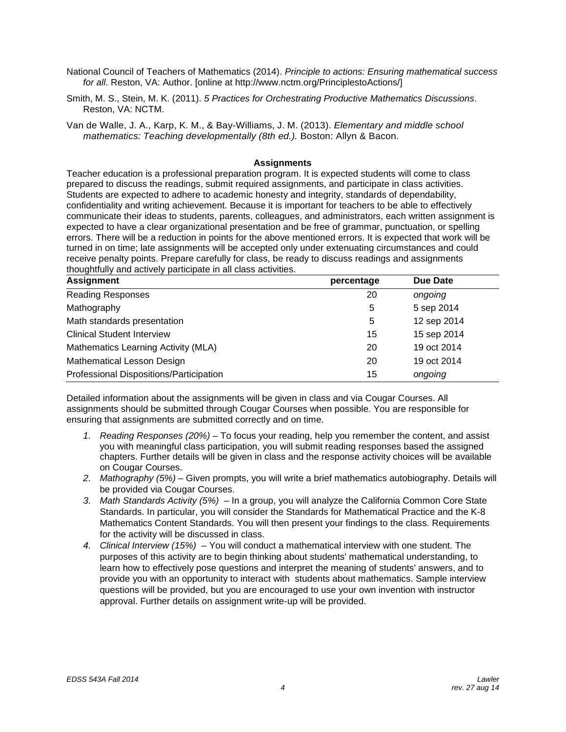National Council of Teachers of Mathematics (2014). *Principle to actions: Ensuring mathematical success for all*. Reston, VA: Author. [online at http://www.nctm.org/PrinciplestoActions/]

Smith, M. S., Stein, M. K. (2011). *5 Practices for Orchestrating Productive Mathematics Discussions*. Reston, VA: NCTM.

Van de Walle, J. A., Karp, K. M., & Bay-Williams, J. M. (2013). *Elementary and middle school mathematics: Teaching developmentally (8th ed.).* Boston: Allyn & Bacon.

**Assignments**

Teacher education is a professional preparation program. It is expected students will come to class prepared to discuss the readings, submit required assignments, and participate in class activities. Students are expected to adhere to academic honesty and integrity, standards of dependability, confidentiality and writing achievement. Because it is important for teachers to be able to effectively communicate their ideas to students, parents, colleagues, and administrators, each written assignment is expected to have a clear organizational presentation and be free of grammar, punctuation, or spelling errors. There will be a reduction in points for the above mentioned errors. It is expected that work will be turned in on time; late assignments will be accepted only under extenuating circumstances and could receive penalty points. Prepare carefully for class, be ready to discuss readings and assignments thoughtfully and actively participate in all class activities.

| Assignment | percentage | Due Date |
|---|---|---|
| Reading Responses | 20 | *ongoing* |
| Mathography | 5 | 5 sep 2014 |
| Math standards presentation | 5 | 12 sep 2014 |
| Clinical Student Interview | 15 | 15 sep 2014 |
| Mathematics Learning Activity (MLA) | 20 | 19 oct 2014 |
| Mathematical Lesson Design | 20 | 19 oct 2014 |
| Professional Dispositions/Participation | 15 | *ongoing* |

Detailed information about the assignments will be given in class and via Cougar Courses. All assignments should be submitted through Cougar Courses when possible. You are responsible for ensuring that assignments are submitted correctly and on time.

1. *Reading Responses (20%)* – To focus your reading, help you remember the content, and assist you with meaningful class participation, you will submit reading responses based the assigned chapters. Further details will be given in class and the response activity choices will be available on Cougar Courses.
2. *Mathography (5%)* – Given prompts, you will write a brief mathematics autobiography. Details will be provided via Cougar Courses.
3. *Math Standards Activity (5%)* – In a group, you will analyze the California Common Core State Standards. In particular, you will consider the Standards for Mathematical Practice and the K-8 Mathematics Content Standards. You will then present your findings to the class. Requirements for the activity will be discussed in class.
4. *Clinical Interview (15%)* – You will conduct a mathematical interview with one student. The purposes of this activity are to begin thinking about students' mathematical understanding, to learn how to effectively pose questions and interpret the meaning of students' answers, and to provide you with an opportunity to interact with students about mathematics. Sample interview questions will be provided, but you are encouraged to use your own invention with instructor approval. Further details on assignment write-up will be provided.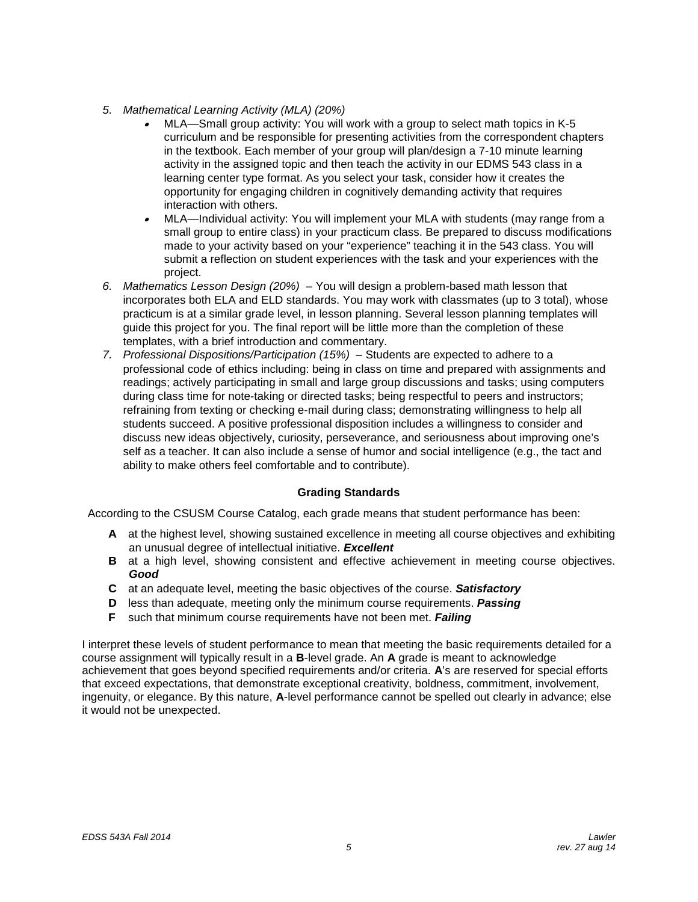5. *Mathematical Learning Activity (MLA) (20%)*
   - MLA—Small group activity: You will work with a group to select math topics in K-5 curriculum and be responsible for presenting activities from the correspondent chapters in the textbook. Each member of your group will plan/design a 7-10 minute learning activity in the assigned topic and then teach the activity in our EDMS 543 class in a learning center type format. As you select your task, consider how it creates the opportunity for engaging children in cognitively demanding activity that requires interaction with others.
   - MLA—Individual activity: You will implement your MLA with students (may range from a small group to entire class) in your practicum class. Be prepared to discuss modifications made to your activity based on your "experience" teaching it in the 543 class. You will submit a reflection on student experiences with the task and your experiences with the project.
6. *Mathematics Lesson Design (20%)* – You will design a problem-based math lesson that incorporates both ELA and ELD standards. You may work with classmates (up to 3 total), whose practicum is at a similar grade level, in lesson planning. Several lesson planning templates will guide this project for you. The final report will be little more than the completion of these templates, with a brief introduction and commentary.
7. *Professional Dispositions/Participation (15%)* – Students are expected to adhere to a professional code of ethics including: being in class on time and prepared with assignments and readings; actively participating in small and large group discussions and tasks; using computers during class time for note-taking or directed tasks; being respectful to peers and instructors; refraining from texting or checking e-mail during class; demonstrating willingness to help all students succeed. A positive professional disposition includes a willingness to consider and discuss new ideas objectively, curiosity, perseverance, and seriousness about improving one's self as a teacher. It can also include a sense of humor and social intelligence (e.g., the tact and ability to make others feel comfortable and to contribute).

## Grading Standards

According to the CSUSM Course Catalog, each grade means that student performance has been:

- **A** at the highest level, showing sustained excellence in meeting all course objectives and exhibiting an unusual degree of intellectual initiative. ***Excellent***
- **B** at a high level, showing consistent and effective achievement in meeting course objectives. ***Good***
- **C** at an adequate level, meeting the basic objectives of the course. ***Satisfactory***
- **D** less than adequate, meeting only the minimum course requirements. ***Passing***
- **F** such that minimum course requirements have not been met. ***Failing***

I interpret these levels of student performance to mean that meeting the basic requirements detailed for a course assignment will typically result in a **B**-level grade. An **A** grade is meant to acknowledge achievement that goes beyond specified requirements and/or criteria. **A**'s are reserved for special efforts that exceed expectations, that demonstrate exceptional creativity, boldness, commitment, involvement, ingenuity, or elegance. By this nature, **A**-level performance cannot be spelled out clearly in advance; else it would not be unexpected.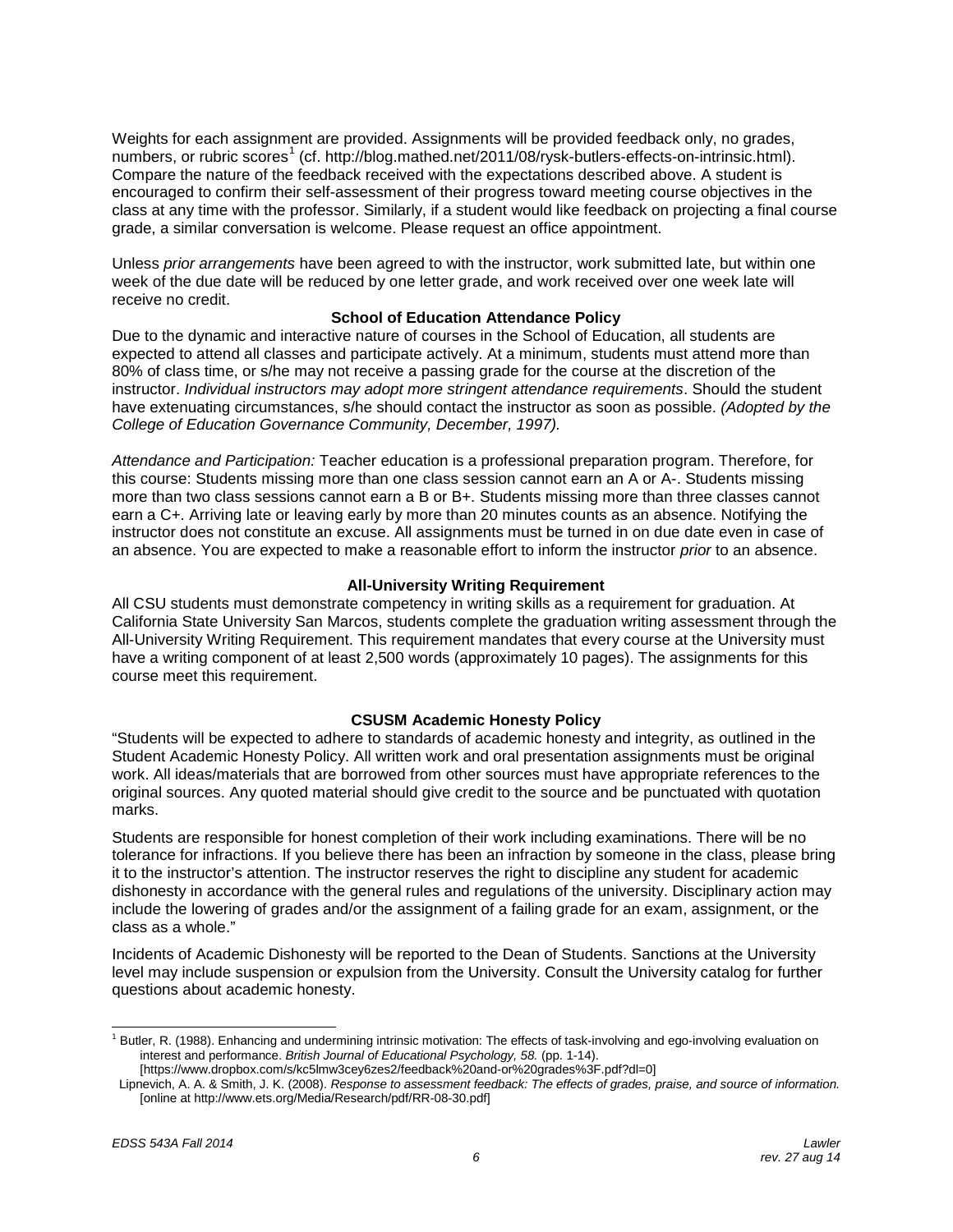Weights for each assignment are provided. Assignments will be provided feedback only, no grades, numbers, or rubric scores[1] (cf. http://blog.mathed.net/2011/08/rysk-butlers-effects-on-intrinsic.html). Compare the nature of the feedback received with the expectations described above. A student is encouraged to confirm their self-assessment of their progress toward meeting course objectives in the class at any time with the professor. Similarly, if a student would like feedback on projecting a final course grade, a similar conversation is welcome. Please request an office appointment.

Unless *prior arrangements* have been agreed to with the instructor, work submitted late, but within one week of the due date will be reduced by one letter grade, and work received over one week late will receive no credit.

### School of Education Attendance Policy

Due to the dynamic and interactive nature of courses in the School of Education, all students are expected to attend all classes and participate actively. At a minimum, students must attend more than 80% of class time, or s/he may not receive a passing grade for the course at the discretion of the instructor. *Individual instructors may adopt more stringent attendance requirements*. Should the student have extenuating circumstances, s/he should contact the instructor as soon as possible. *(Adopted by the College of Education Governance Community, December, 1997).*

*Attendance and Participation:* Teacher education is a professional preparation program. Therefore, for this course: Students missing more than one class session cannot earn an A or A-. Students missing more than two class sessions cannot earn a B or B+. Students missing more than three classes cannot earn a C+. Arriving late or leaving early by more than 20 minutes counts as an absence. Notifying the instructor does not constitute an excuse. All assignments must be turned in on due date even in case of an absence. You are expected to make a reasonable effort to inform the instructor *prior* to an absence.

### All-University Writing Requirement

All CSU students must demonstrate competency in writing skills as a requirement for graduation. At California State University San Marcos, students complete the graduation writing assessment through the All-University Writing Requirement. This requirement mandates that every course at the University must have a writing component of at least 2,500 words (approximately 10 pages). The assignments for this course meet this requirement.

### CSUSM Academic Honesty Policy

"Students will be expected to adhere to standards of academic honesty and integrity, as outlined in the Student Academic Honesty Policy. All written work and oral presentation assignments must be original work. All ideas/materials that are borrowed from other sources must have appropriate references to the original sources. Any quoted material should give credit to the source and be punctuated with quotation marks.

Students are responsible for honest completion of their work including examinations. There will be no tolerance for infractions. If you believe there has been an infraction by someone in the class, please bring it to the instructor's attention. The instructor reserves the right to discipline any student for academic dishonesty in accordance with the general rules and regulations of the university. Disciplinary action may include the lowering of grades and/or the assignment of a failing grade for an exam, assignment, or the class as a whole."

Incidents of Academic Dishonesty will be reported to the Dean of Students. Sanctions at the University level may include suspension or expulsion from the University. Consult the University catalog for further questions about academic honesty.

---

[1] Butler, R. (1988). Enhancing and undermining intrinsic motivation: The effects of task-involving and ego-involving evaluation on interest and performance. *British Journal of Educational Psychology, 58.* (pp. 1-14). [https://www.dropbox.com/s/kc5lmw3cey6zes2/feedback%20and-or%20grades%3F.pdf?dl=0]

Lipnevich, A. A. & Smith, J. K. (2008). *Response to assessment feedback: The effects of grades, praise, and source of information.* [online at http://www.ets.org/Media/Research/pdf/RR-08-30.pdf]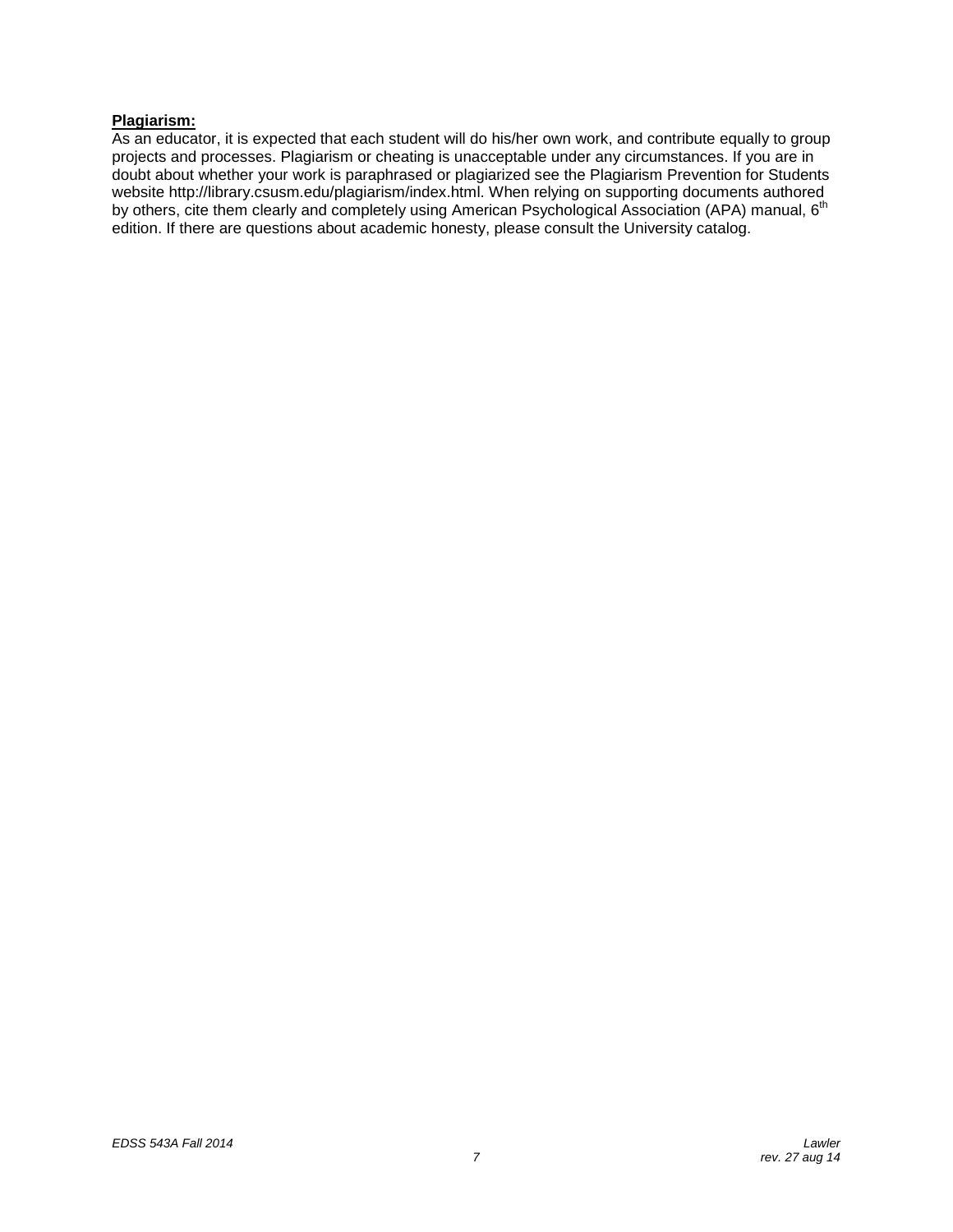**Plagiarism:**

As an educator, it is expected that each student will do his/her own work, and contribute equally to group projects and processes. Plagiarism or cheating is unacceptable under any circumstances. If you are in doubt about whether your work is paraphrased or plagiarized see the Plagiarism Prevention for Students website http://library.csusm.edu/plagiarism/index.html. When relying on supporting documents authored by others, cite them clearly and completely using American Psychological Association (APA) manual, 6th edition. If there are questions about academic honesty, please consult the University catalog.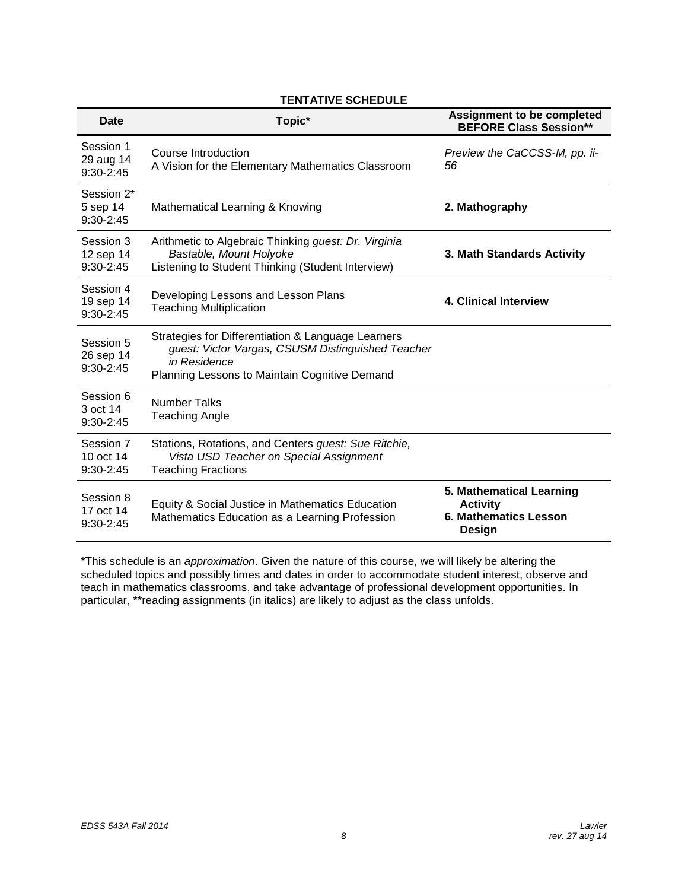**TENTATIVE SCHEDULE**

| Date | Topic* | Assignment to be completed BEFORE Class Session** |
|---|---|---|
| Session 1<br>29 aug 14<br>9:30-2:45 | Course Introduction<br>A Vision for the Elementary Mathematics Classroom | *Preview the CaCCSS-M, pp. ii-56* |
| Session 2*<br>5 sep 14<br>9:30-2:45 | Mathematical Learning & Knowing | **2. Mathography** |
| Session 3<br>12 sep 14<br>9:30-2:45 | Arithmetic to Algebraic Thinking *guest: Dr. Virginia Bastable, Mount Holyoke*<br>Listening to Student Thinking (Student Interview) | **3. Math Standards Activity** |
| Session 4<br>19 sep 14<br>9:30-2:45 | Developing Lessons and Lesson Plans<br>Teaching Multiplication | **4. Clinical Interview** |
| Session 5<br>26 sep 14<br>9:30-2:45 | Strategies for Differentiation & Language Learners *guest: Victor Vargas, CSUSM Distinguished Teacher in Residence*<br>Planning Lessons to Maintain Cognitive Demand | |
| Session 6<br>3 oct 14<br>9:30-2:45 | Number Talks<br>Teaching Angle | |
| Session 7<br>10 oct 14<br>9:30-2:45 | Stations, Rotations, and Centers *guest: Sue Ritchie, Vista USD Teacher on Special Assignment*<br>Teaching Fractions | |
| Session 8<br>17 oct 14<br>9:30-2:45 | Equity & Social Justice in Mathematics Education<br>Mathematics Education as a Learning Profession | **5. Mathematical Learning Activity**<br>**6. Mathematics Lesson Design** |

*This schedule is an *approximation*. Given the nature of this course, we will likely be altering the scheduled topics and possibly times and dates in order to accommodate student interest, observe and teach in mathematics classrooms, and take advantage of professional development opportunities. In particular, **reading assignments (in italics) are likely to adjust as the class unfolds.